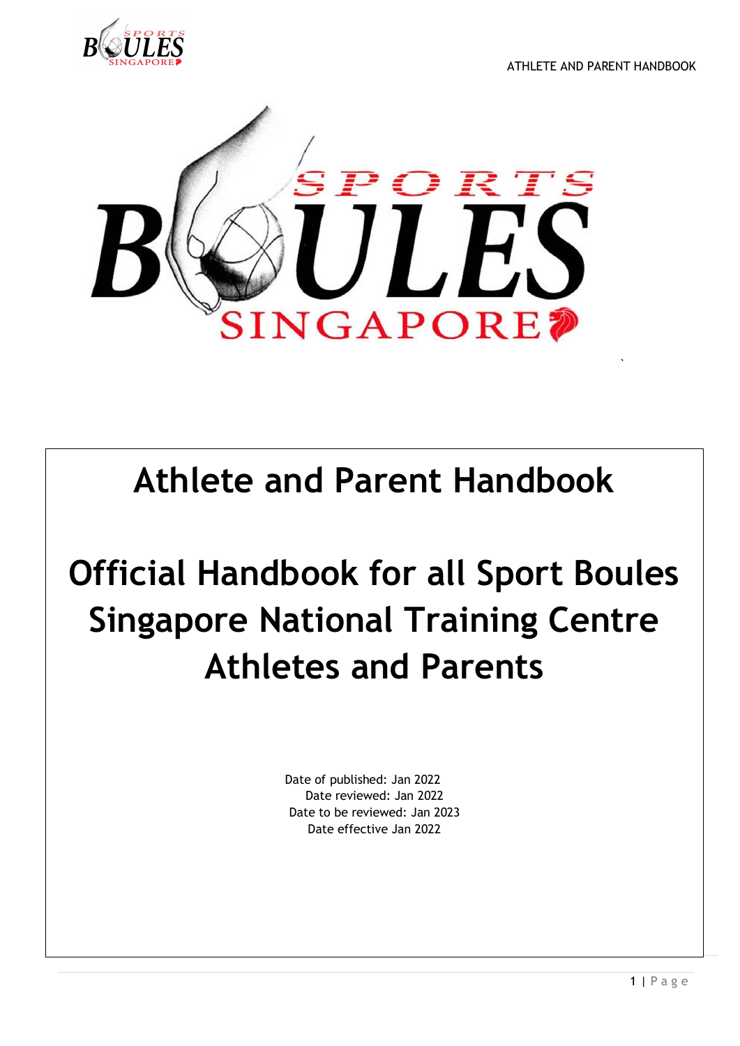# Athlete and Parent Handbook

# Official Handbook for all Sport Boules Singapore National Training Centre Athletes and Parents

Date of published: Jan 2022
Date reviewed: Jan 2022
Date to be reviewed: Jan 2023
Date effective Jan 2022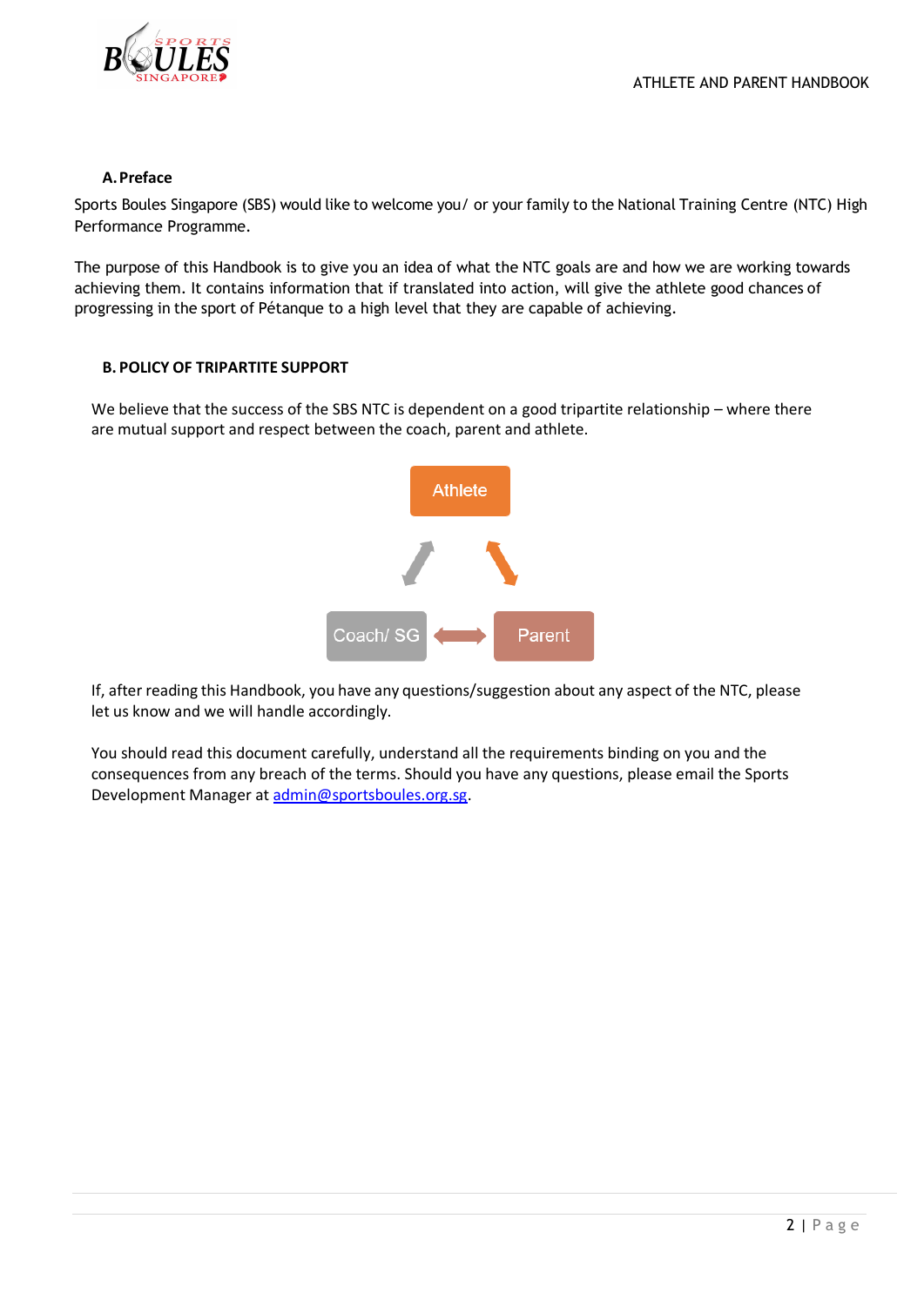**A. Preface**

Sports Boules Singapore (SBS) would like to welcome you/ or your family to the National Training Centre (NTC) High Performance Programme.

The purpose of this Handbook is to give you an idea of what the NTC goals are and how we are working towards achieving them. It contains information that if translated into action, will give the athlete good chances of progressing in the sport of Pétanque to a high level that they are capable of achieving.

**B. POLICY OF TRIPARTITE SUPPORT**

We believe that the success of the SBS NTC is dependent on a good tripartite relationship – where there are mutual support and respect between the coach, parent and athlete.

Athlete

Coach/ SG

Parent

If, after reading this Handbook, you have any questions/suggestion about any aspect of the NTC, please let us know and we will handle accordingly.

You should read this document carefully, understand all the requirements binding on you and the consequences from any breach of the terms. Should you have any questions, please email the Sports Development Manager at admin@sportsboules.org.sg.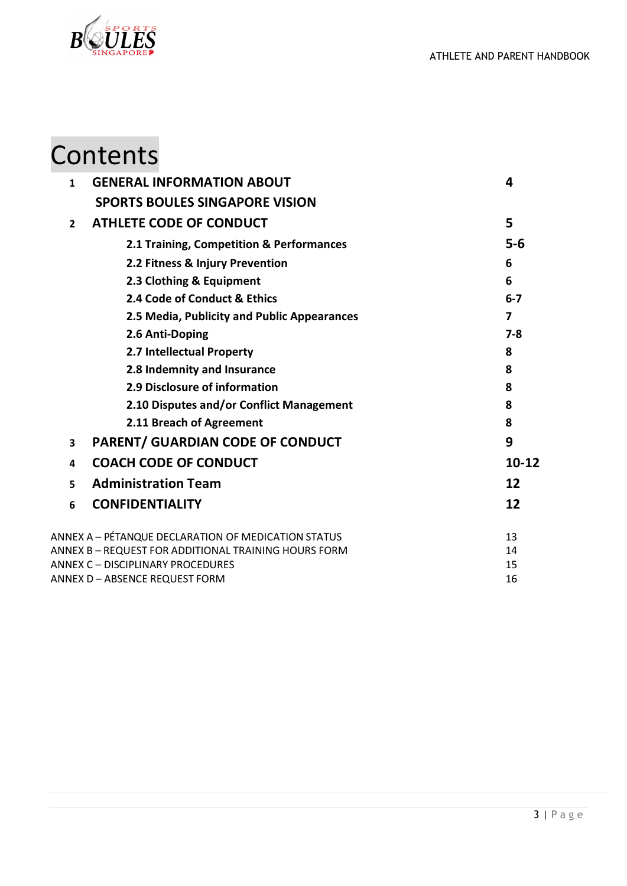# Contents

| | | |
|---|---|---|
| **1** | **GENERAL INFORMATION ABOUT SPORTS BOULES SINGAPORE VISION** | **4** |
| **2** | **ATHLETE CODE OF CONDUCT** | **5** |
| | **2.1 Training, Competition & Performances** | **5-6** |
| | **2.2 Fitness & Injury Prevention** | **6** |
| | **2.3 Clothing & Equipment** | **6** |
| | **2.4 Code of Conduct & Ethics** | **6-7** |
| | **2.5 Media, Publicity and Public Appearances** | **7** |
| | **2.6 Anti-Doping** | **7-8** |
| | **2.7 Intellectual Property** | **8** |
| | **2.8 Indemnity and Insurance** | **8** |
| | **2.9 Disclosure of information** | **8** |
| | **2.10 Disputes and/or Conflict Management** | **8** |
| | **2.11 Breach of Agreement** | **8** |
| **3** | **PARENT/ GUARDIAN CODE OF CONDUCT** | **9** |
| **4** | **COACH CODE OF CONDUCT** | **10-12** |
| **5** | **Administration Team** | **12** |
| **6** | **CONFIDENTIALITY** | **12** |

| | |
|---|---|
| ANNEX A – PÉTANQUE DECLARATION OF MEDICATION STATUS | 13 |
| ANNEX B – REQUEST FOR ADDITIONAL TRAINING HOURS FORM | 14 |
| ANNEX C – DISCIPLINARY PROCEDURES | 15 |
| ANNEX D – ABSENCE REQUEST FORM | 16 |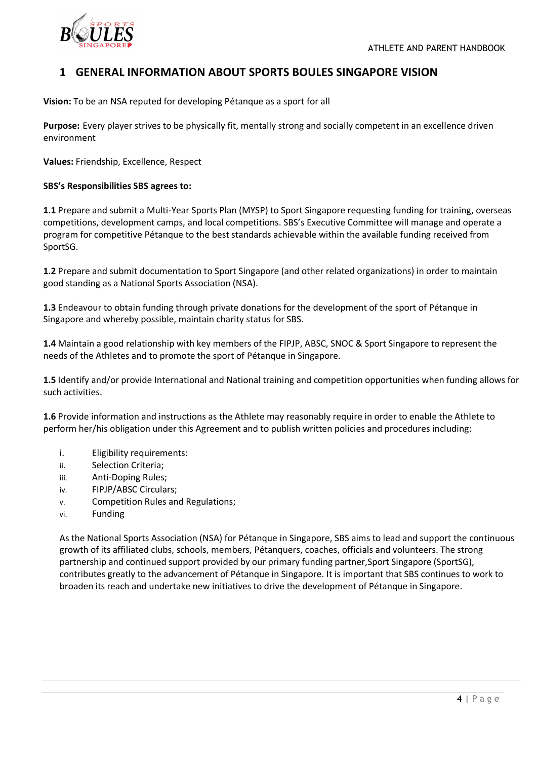# 1 GENERAL INFORMATION ABOUT SPORTS BOULES SINGAPORE VISION

**Vision:** To be an NSA reputed for developing Pétanque as a sport for all

**Purpose:** Every player strives to be physically fit, mentally strong and socially competent in an excellence driven environment

**Values:** Friendship, Excellence, Respect

**SBS's Responsibilities SBS agrees to:**

**1.1** Prepare and submit a Multi-Year Sports Plan (MYSP) to Sport Singapore requesting funding for training, overseas competitions, development camps, and local competitions. SBS's Executive Committee will manage and operate a program for competitive Pétanque to the best standards achievable within the available funding received from SportSG.

**1.2** Prepare and submit documentation to Sport Singapore (and other related organizations) in order to maintain good standing as a National Sports Association (NSA).

**1.3** Endeavour to obtain funding through private donations for the development of the sport of Pétanque in Singapore and whereby possible, maintain charity status for SBS.

**1.4** Maintain a good relationship with key members of the FIPJP, ABSC, SNOC & Sport Singapore to represent the needs of the Athletes and to promote the sport of Pétanque in Singapore.

**1.5** Identify and/or provide International and National training and competition opportunities when funding allows for such activities.

**1.6** Provide information and instructions as the Athlete may reasonably require in order to enable the Athlete to perform her/his obligation under this Agreement and to publish written policies and procedures including:

i. Eligibility requirements:
ii. Selection Criteria;
iii. Anti-Doping Rules;
iv. FIPJP/ABSC Circulars;
v. Competition Rules and Regulations;
vi. Funding

As the National Sports Association (NSA) for Pétanque in Singapore, SBS aims to lead and support the continuous growth of its affiliated clubs, schools, members, Pétanquers, coaches, officials and volunteers. The strong partnership and continued support provided by our primary funding partner,Sport Singapore (SportSG), contributes greatly to the advancement of Pétanque in Singapore. It is important that SBS continues to work to broaden its reach and undertake new initiatives to drive the development of Pétanque in Singapore.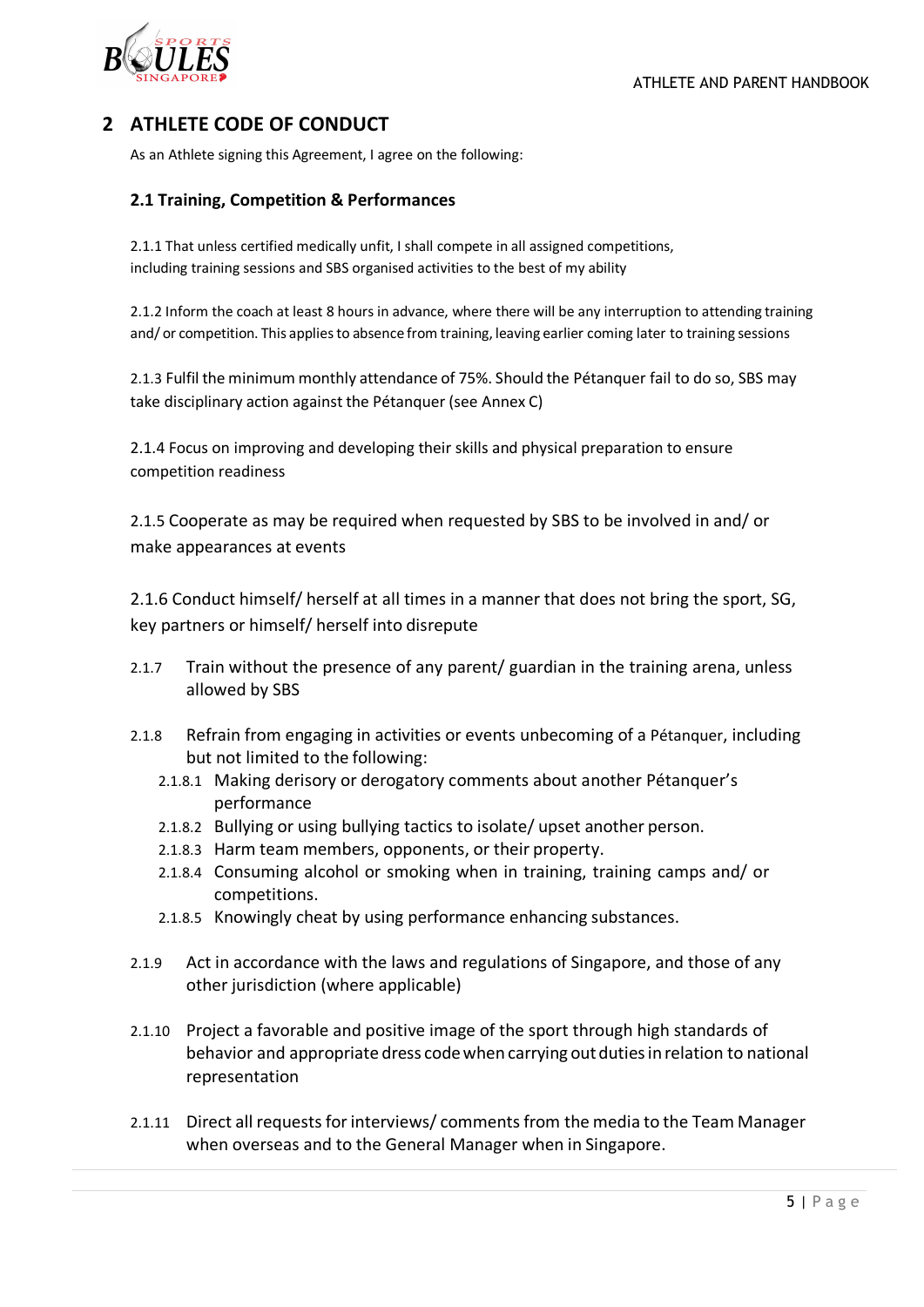## 2 ATHLETE CODE OF CONDUCT

As an Athlete signing this Agreement, I agree on the following:

### 2.1 Training, Competition & Performances

2.1.1 That unless certified medically unfit, I shall compete in all assigned competitions, including training sessions and SBS organised activities to the best of my ability

2.1.2 Inform the coach at least 8 hours in advance, where there will be any interruption to attending training and/ or competition. This applies to absence from training, leaving earlier coming later to training sessions

2.1.3 Fulfil the minimum monthly attendance of 75%. Should the Pétanquer fail to do so, SBS may take disciplinary action against the Pétanquer (see Annex C)

2.1.4 Focus on improving and developing their skills and physical preparation to ensure competition readiness

2.1.5 Cooperate as may be required when requested by SBS to be involved in and/ or make appearances at events

2.1.6 Conduct himself/ herself at all times in a manner that does not bring the sport, SG, key partners or himself/ herself into disrepute

2.1.7 Train without the presence of any parent/ guardian in the training arena, unless allowed by SBS

2.1.8 Refrain from engaging in activities or events unbecoming of a Pétanquer, including but not limited to the following:

- 2.1.8.1 Making derisory or derogatory comments about another Pétanquer's performance
- 2.1.8.2 Bullying or using bullying tactics to isolate/ upset another person.
- 2.1.8.3 Harm team members, opponents, or their property.
- 2.1.8.4 Consuming alcohol or smoking when in training, training camps and/ or competitions.
- 2.1.8.5 Knowingly cheat by using performance enhancing substances.

2.1.9 Act in accordance with the laws and regulations of Singapore, and those of any other jurisdiction (where applicable)

2.1.10 Project a favorable and positive image of the sport through high standards of behavior and appropriate dress code when carrying out duties in relation to national representation

2.1.11 Direct all requests for interviews/ comments from the media to the Team Manager when overseas and to the General Manager when in Singapore.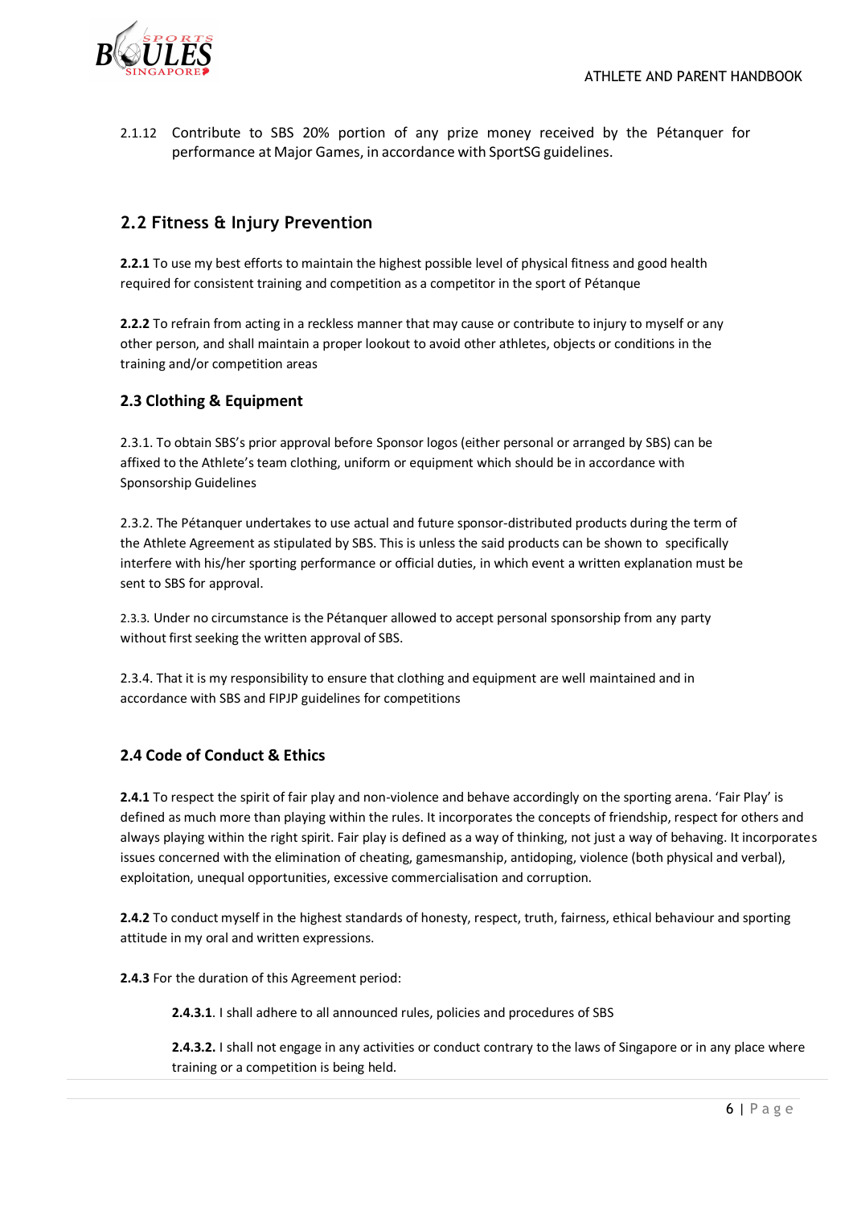2.1.12 Contribute to SBS 20% portion of any prize money received by the Pétanquer for performance at Major Games, in accordance with SportSG guidelines.

## 2.2 Fitness & Injury Prevention

**2.2.1** To use my best efforts to maintain the highest possible level of physical fitness and good health required for consistent training and competition as a competitor in the sport of Pétanque

**2.2.2** To refrain from acting in a reckless manner that may cause or contribute to injury to myself or any other person, and shall maintain a proper lookout to avoid other athletes, objects or conditions in the training and/or competition areas

## 2.3 Clothing & Equipment

2.3.1. To obtain SBS's prior approval before Sponsor logos (either personal or arranged by SBS) can be affixed to the Athlete's team clothing, uniform or equipment which should be in accordance with Sponsorship Guidelines

2.3.2. The Pétanquer undertakes to use actual and future sponsor-distributed products during the term of the Athlete Agreement as stipulated by SBS. This is unless the said products can be shown to specifically interfere with his/her sporting performance or official duties, in which event a written explanation must be sent to SBS for approval.

2.3.3. Under no circumstance is the Pétanquer allowed to accept personal sponsorship from any party without first seeking the written approval of SBS.

2.3.4. That it is my responsibility to ensure that clothing and equipment are well maintained and in accordance with SBS and FIPJP guidelines for competitions

## 2.4 Code of Conduct & Ethics

**2.4.1** To respect the spirit of fair play and non-violence and behave accordingly on the sporting arena. 'Fair Play' is defined as much more than playing within the rules. It incorporates the concepts of friendship, respect for others and always playing within the right spirit. Fair play is defined as a way of thinking, not just a way of behaving. It incorporates issues concerned with the elimination of cheating, gamesmanship, antidoping, violence (both physical and verbal), exploitation, unequal opportunities, excessive commercialisation and corruption.

**2.4.2** To conduct myself in the highest standards of honesty, respect, truth, fairness, ethical behaviour and sporting attitude in my oral and written expressions.

**2.4.3** For the duration of this Agreement period:

**2.4.3.1**. I shall adhere to all announced rules, policies and procedures of SBS

**2.4.3.2.** I shall not engage in any activities or conduct contrary to the laws of Singapore or in any place where training or a competition is being held.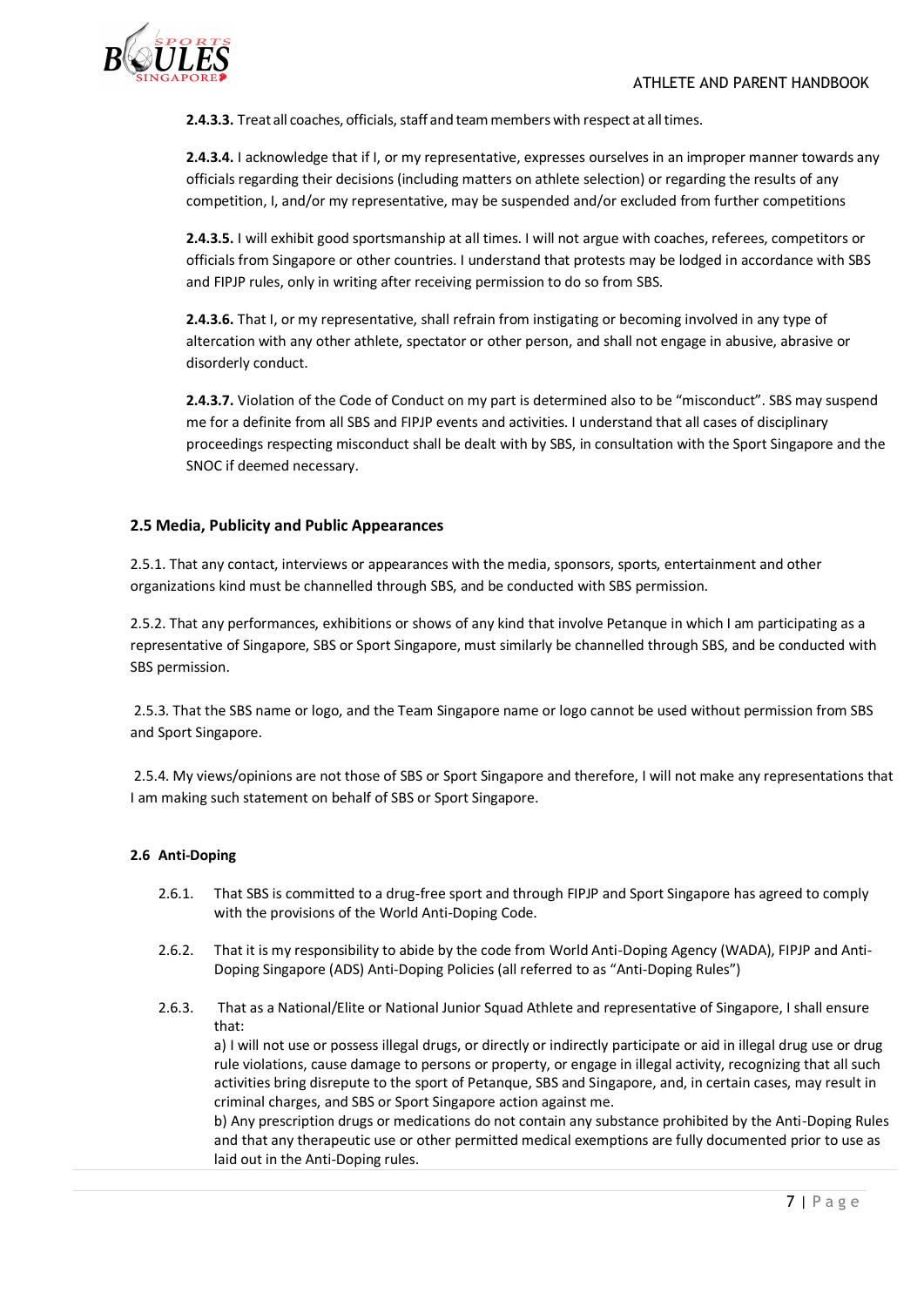**2.4.3.3.** Treat all coaches, officials, staff and team members with respect at all times.

**2.4.3.4.** I acknowledge that if I, or my representative, expresses ourselves in an improper manner towards any officials regarding their decisions (including matters on athlete selection) or regarding the results of any competition, I, and/or my representative, may be suspended and/or excluded from further competitions

**2.4.3.5.** I will exhibit good sportsmanship at all times. I will not argue with coaches, referees, competitors or officials from Singapore or other countries. I understand that protests may be lodged in accordance with SBS and FIPJP rules, only in writing after receiving permission to do so from SBS.

**2.4.3.6.** That I, or my representative, shall refrain from instigating or becoming involved in any type of altercation with any other athlete, spectator or other person, and shall not engage in abusive, abrasive or disorderly conduct.

**2.4.3.7.** Violation of the Code of Conduct on my part is determined also to be "misconduct". SBS may suspend me for a definite from all SBS and FIPJP events and activities. I understand that all cases of disciplinary proceedings respecting misconduct shall be dealt with by SBS, in consultation with the Sport Singapore and the SNOC if deemed necessary.

### 2.5 Media, Publicity and Public Appearances

2.5.1. That any contact, interviews or appearances with the media, sponsors, sports, entertainment and other organizations kind must be channelled through SBS, and be conducted with SBS permission.

2.5.2. That any performances, exhibitions or shows of any kind that involve Petanque in which I am participating as a representative of Singapore, SBS or Sport Singapore, must similarly be channelled through SBS, and be conducted with SBS permission.

2.5.3. That the SBS name or logo, and the Team Singapore name or logo cannot be used without permission from SBS and Sport Singapore.

2.5.4. My views/opinions are not those of SBS or Sport Singapore and therefore, I will not make any representations that I am making such statement on behalf of SBS or Sport Singapore.

### 2.6 Anti-Doping

2.6.1. That SBS is committed to a drug-free sport and through FIPJP and Sport Singapore has agreed to comply with the provisions of the World Anti-Doping Code.

2.6.2. That it is my responsibility to abide by the code from World Anti-Doping Agency (WADA), FIPJP and Anti-Doping Singapore (ADS) Anti-Doping Policies (all referred to as "Anti-Doping Rules")

2.6.3. That as a National/Elite or National Junior Squad Athlete and representative of Singapore, I shall ensure that:

a) I will not use or possess illegal drugs, or directly or indirectly participate or aid in illegal drug use or drug rule violations, cause damage to persons or property, or engage in illegal activity, recognizing that all such activities bring disrepute to the sport of Petanque, SBS and Singapore, and, in certain cases, may result in criminal charges, and SBS or Sport Singapore action against me.

b) Any prescription drugs or medications do not contain any substance prohibited by the Anti-Doping Rules and that any therapeutic use or other permitted medical exemptions are fully documented prior to use as laid out in the Anti-Doping rules.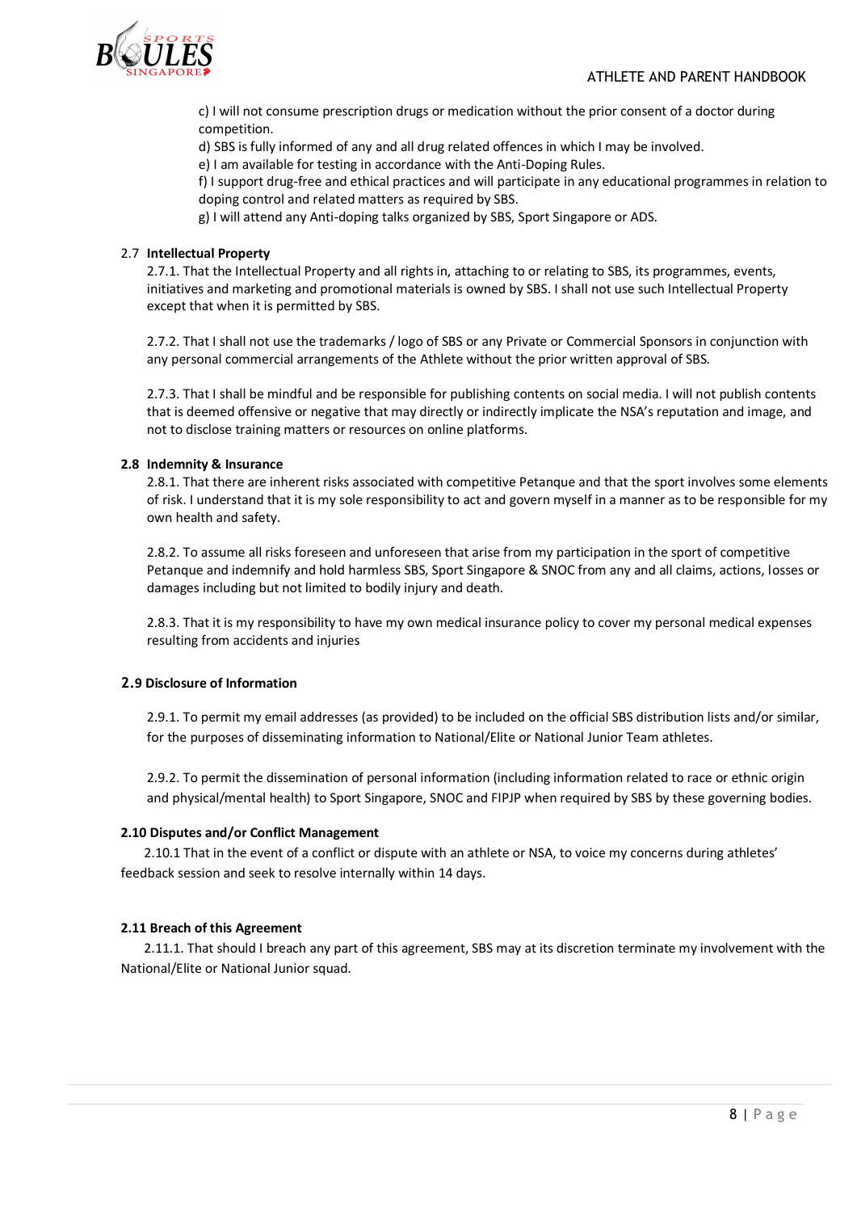c) I will not consume prescription drugs or medication without the prior consent of a doctor during competition.

d) SBS is fully informed of any and all drug related offences in which I may be involved.

e) I am available for testing in accordance with the Anti-Doping Rules.

f) I support drug-free and ethical practices and will participate in any educational programmes in relation to doping control and related matters as required by SBS.

g) I will attend any Anti-doping talks organized by SBS, Sport Singapore or ADS.

### 2.7 Intellectual Property

2.7.1. That the Intellectual Property and all rights in, attaching to or relating to SBS, its programmes, events, initiatives and marketing and promotional materials is owned by SBS. I shall not use such Intellectual Property except that when it is permitted by SBS.

2.7.2. That I shall not use the trademarks / logo of SBS or any Private or Commercial Sponsors in conjunction with any personal commercial arrangements of the Athlete without the prior written approval of SBS.

2.7.3. That I shall be mindful and be responsible for publishing contents on social media. I will not publish contents that is deemed offensive or negative that may directly or indirectly implicate the NSA's reputation and image, and not to disclose training matters or resources on online platforms.

### 2.8 Indemnity & Insurance

2.8.1. That there are inherent risks associated with competitive Petanque and that the sport involves some elements of risk. I understand that it is my sole responsibility to act and govern myself in a manner as to be responsible for my own health and safety.

2.8.2. To assume all risks foreseen and unforeseen that arise from my participation in the sport of competitive Petanque and indemnify and hold harmless SBS, Sport Singapore & SNOC from any and all claims, actions, losses or damages including but not limited to bodily injury and death.

2.8.3. That it is my responsibility to have my own medical insurance policy to cover my personal medical expenses resulting from accidents and injuries

### 2.9 Disclosure of Information

2.9.1. To permit my email addresses (as provided) to be included on the official SBS distribution lists and/or similar, for the purposes of disseminating information to National/Elite or National Junior Team athletes.

2.9.2. To permit the dissemination of personal information (including information related to race or ethnic origin and physical/mental health) to Sport Singapore, SNOC and FIPJP when required by SBS by these governing bodies.

### 2.10 Disputes and/or Conflict Management

2.10.1 That in the event of a conflict or dispute with an athlete or NSA, to voice my concerns during athletes' feedback session and seek to resolve internally within 14 days.

### 2.11 Breach of this Agreement

2.11.1. That should I breach any part of this agreement, SBS may at its discretion terminate my involvement with the National/Elite or National Junior squad.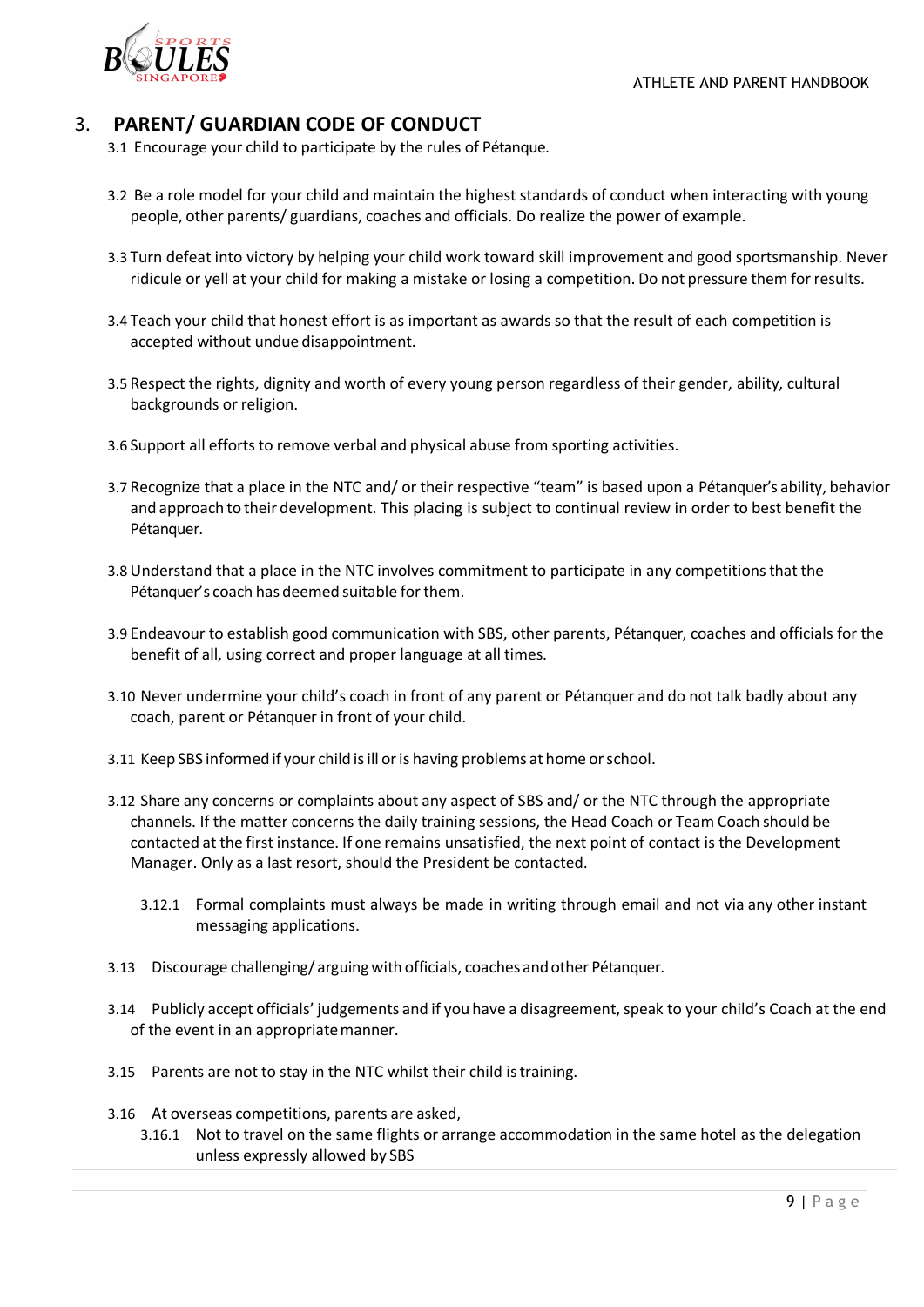## 3. PARENT/ GUARDIAN CODE OF CONDUCT

3.1 Encourage your child to participate by the rules of Pétanque.

3.2 Be a role model for your child and maintain the highest standards of conduct when interacting with young people, other parents/ guardians, coaches and officials. Do realize the power of example.

3.3 Turn defeat into victory by helping your child work toward skill improvement and good sportsmanship. Never ridicule or yell at your child for making a mistake or losing a competition. Do not pressure them for results.

3.4 Teach your child that honest effort is as important as awards so that the result of each competition is accepted without undue disappointment.

3.5 Respect the rights, dignity and worth of every young person regardless of their gender, ability, cultural backgrounds or religion.

3.6 Support all efforts to remove verbal and physical abuse from sporting activities.

3.7 Recognize that a place in the NTC and/ or their respective "team" is based upon a Pétanquer's ability, behavior and approach to their development. This placing is subject to continual review in order to best benefit the Pétanquer.

3.8 Understand that a place in the NTC involves commitment to participate in any competitions that the Pétanquer's coach has deemed suitable for them.

3.9 Endeavour to establish good communication with SBS, other parents, Pétanquer, coaches and officials for the benefit of all, using correct and proper language at all times.

3.10 Never undermine your child's coach in front of any parent or Pétanquer and do not talk badly about any coach, parent or Pétanquer in front of your child.

3.11 Keep SBS informed if your child is ill or is having problems at home or school.

3.12 Share any concerns or complaints about any aspect of SBS and/ or the NTC through the appropriate channels. If the matter concerns the daily training sessions, the Head Coach or Team Coach should be contacted at the first instance. If one remains unsatisfied, the next point of contact is the Development Manager. Only as a last resort, should the President be contacted.

3.12.1 Formal complaints must always be made in writing through email and not via any other instant messaging applications.

3.13 Discourage challenging/ arguing with officials, coaches and other Pétanquer.

3.14 Publicly accept officials' judgements and if you have a disagreement, speak to your child's Coach at the end of the event in an appropriate manner.

3.15 Parents are not to stay in the NTC whilst their child is training.

3.16 At overseas competitions, parents are asked,

3.16.1 Not to travel on the same flights or arrange accommodation in the same hotel as the delegation unless expressly allowed by SBS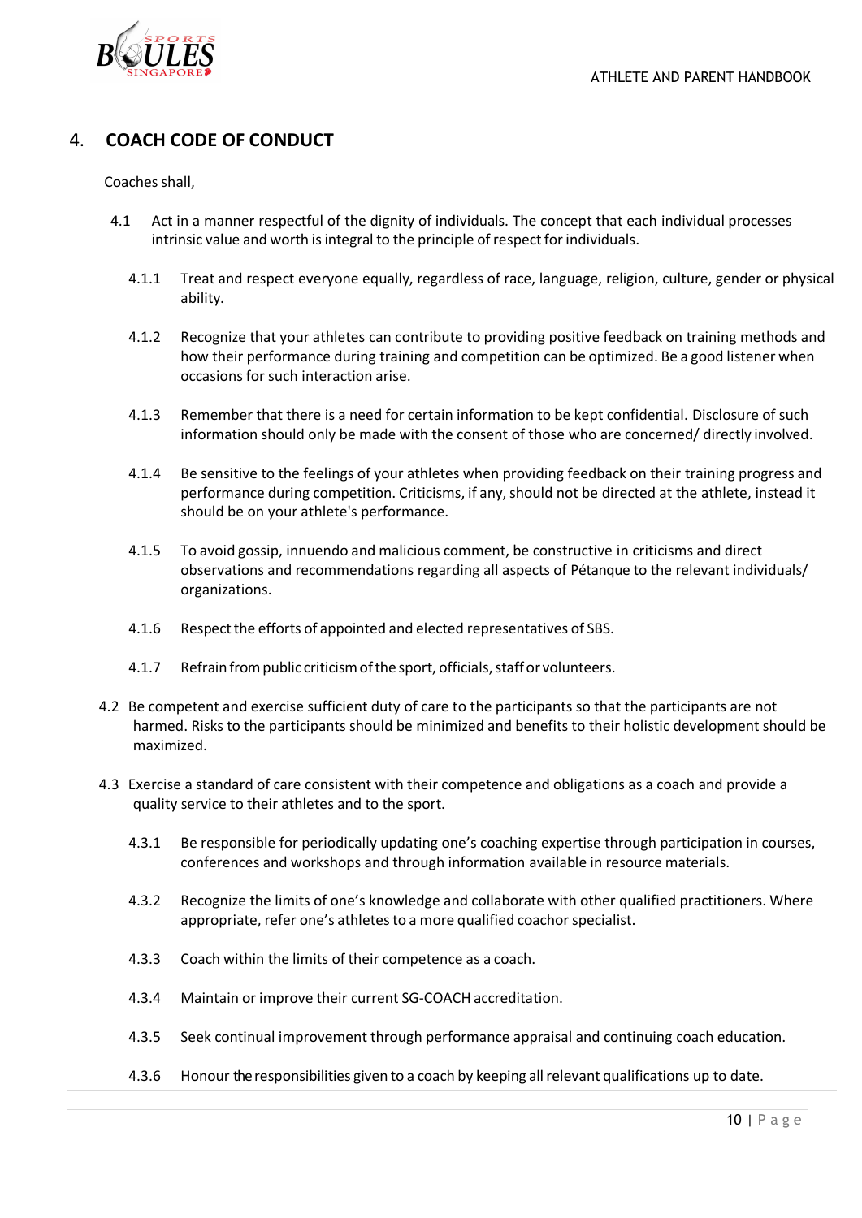## 4. COACH CODE OF CONDUCT

Coaches shall,

4.1 Act in a manner respectful of the dignity of individuals. The concept that each individual processes intrinsic value and worth is integral to the principle of respect for individuals.

4.1.1 Treat and respect everyone equally, regardless of race, language, religion, culture, gender or physical ability.

4.1.2 Recognize that your athletes can contribute to providing positive feedback on training methods and how their performance during training and competition can be optimized. Be a good listener when occasions for such interaction arise.

4.1.3 Remember that there is a need for certain information to be kept confidential. Disclosure of such information should only be made with the consent of those who are concerned/ directly involved.

4.1.4 Be sensitive to the feelings of your athletes when providing feedback on their training progress and performance during competition. Criticisms, if any, should not be directed at the athlete, instead it should be on your athlete's performance.

4.1.5 To avoid gossip, innuendo and malicious comment, be constructive in criticisms and direct observations and recommendations regarding all aspects of Pétanque to the relevant individuals/ organizations.

4.1.6 Respect the efforts of appointed and elected representatives of SBS.

4.1.7 Refrain from public criticism of the sport, officials, staff or volunteers.

4.2 Be competent and exercise sufficient duty of care to the participants so that the participants are not harmed. Risks to the participants should be minimized and benefits to their holistic development should be maximized.

4.3 Exercise a standard of care consistent with their competence and obligations as a coach and provide a quality service to their athletes and to the sport.

4.3.1 Be responsible for periodically updating one's coaching expertise through participation in courses, conferences and workshops and through information available in resource materials.

4.3.2 Recognize the limits of one's knowledge and collaborate with other qualified practitioners. Where appropriate, refer one's athletes to a more qualified coachor specialist.

4.3.3 Coach within the limits of their competence as a coach.

4.3.4 Maintain or improve their current SG-COACH accreditation.

4.3.5 Seek continual improvement through performance appraisal and continuing coach education.

4.3.6 Honour the responsibilities given to a coach by keeping all relevant qualifications up to date.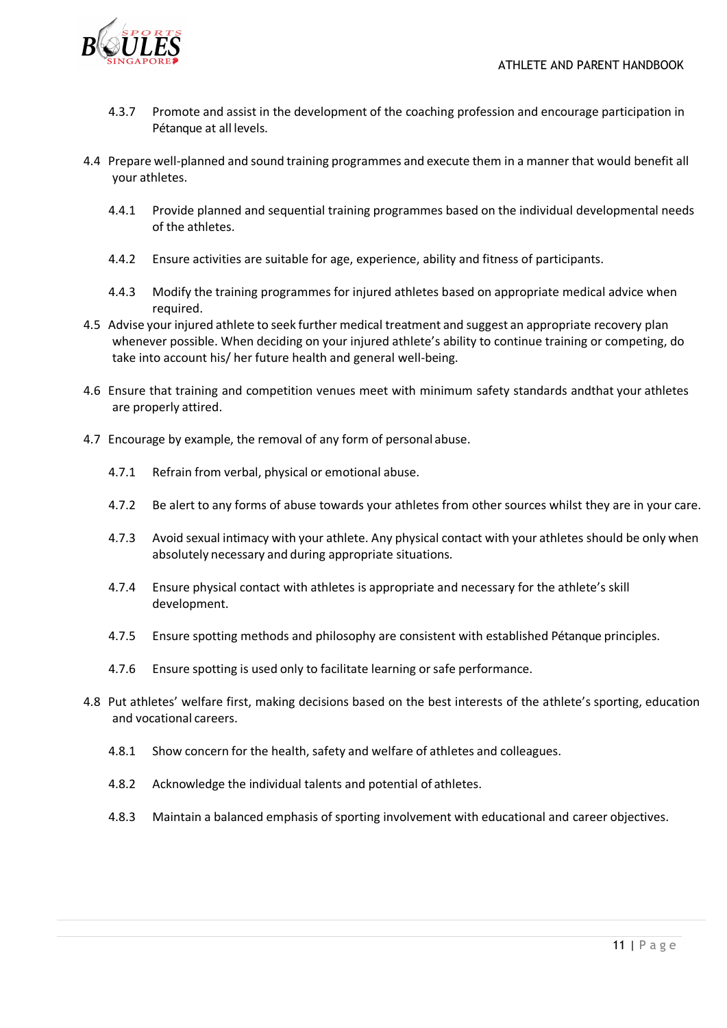4.3.7 Promote and assist in the development of the coaching profession and encourage participation in Pétanque at all levels.

4.4 Prepare well-planned and sound training programmes and execute them in a manner that would benefit all your athletes.

4.4.1 Provide planned and sequential training programmes based on the individual developmental needs of the athletes.

4.4.2 Ensure activities are suitable for age, experience, ability and fitness of participants.

4.4.3 Modify the training programmes for injured athletes based on appropriate medical advice when required.

4.5 Advise your injured athlete to seek further medical treatment and suggest an appropriate recovery plan whenever possible. When deciding on your injured athlete's ability to continue training or competing, do take into account his/ her future health and general well-being.

4.6 Ensure that training and competition venues meet with minimum safety standards andthat your athletes are properly attired.

4.7 Encourage by example, the removal of any form of personal abuse.

4.7.1 Refrain from verbal, physical or emotional abuse.

4.7.2 Be alert to any forms of abuse towards your athletes from other sources whilst they are in your care.

4.7.3 Avoid sexual intimacy with your athlete. Any physical contact with your athletes should be only when absolutely necessary and during appropriate situations.

4.7.4 Ensure physical contact with athletes is appropriate and necessary for the athlete's skill development.

4.7.5 Ensure spotting methods and philosophy are consistent with established Pétanque principles.

4.7.6 Ensure spotting is used only to facilitate learning or safe performance.

4.8 Put athletes' welfare first, making decisions based on the best interests of the athlete's sporting, education and vocational careers.

4.8.1 Show concern for the health, safety and welfare of athletes and colleagues.

4.8.2 Acknowledge the individual talents and potential of athletes.

4.8.3 Maintain a balanced emphasis of sporting involvement with educational and career objectives.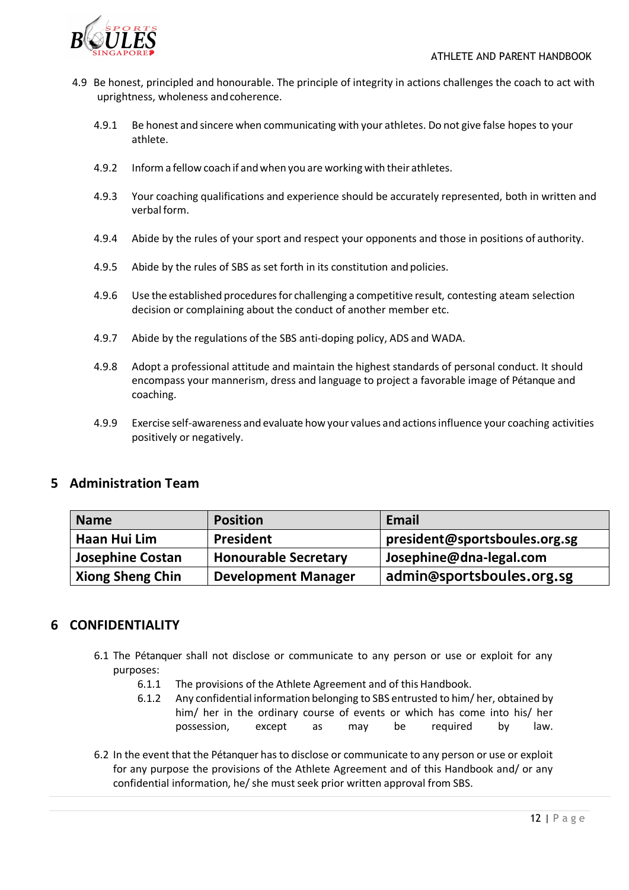4.9 Be honest, principled and honourable. The principle of integrity in actions challenges the coach to act with uprightness, wholeness and coherence.

4.9.1 Be honest and sincere when communicating with your athletes. Do not give false hopes to your athlete.

4.9.2 Inform a fellow coach if and when you are working with their athletes.

4.9.3 Your coaching qualifications and experience should be accurately represented, both in written and verbal form.

4.9.4 Abide by the rules of your sport and respect your opponents and those in positions of authority.

4.9.5 Abide by the rules of SBS as set forth in its constitution and policies.

4.9.6 Use the established procedures for challenging a competitive result, contesting ateam selection decision or complaining about the conduct of another member etc.

4.9.7 Abide by the regulations of the SBS anti-doping policy, ADS and WADA.

4.9.8 Adopt a professional attitude and maintain the highest standards of personal conduct. It should encompass your mannerism, dress and language to project a favorable image of Pétanque and coaching.

4.9.9 Exercise self-awareness and evaluate how your values and actions influence your coaching activities positively or negatively.

## 5 Administration Team

| Name | Position | Email |
|---|---|---|
| **Haan Hui Lim** | **President** | **president@sportsboules.org.sg** |
| **Josephine Costan** | **Honourable Secretary** | **Josephine@dna-legal.com** |
| **Xiong Sheng Chin** | **Development Manager** | **admin@sportsboules.org.sg** |

## 6 CONFIDENTIALITY

6.1 The Pétanquer shall not disclose or communicate to any person or use or exploit for any purposes:

6.1.1 The provisions of the Athlete Agreement and of this Handbook.

6.1.2 Any confidential information belonging to SBS entrusted to him/ her, obtained by him/ her in the ordinary course of events or which has come into his/ her possession, except as may be required by law.

6.2 In the event that the Pétanquer has to disclose or communicate to any person or use or exploit for any purpose the provisions of the Athlete Agreement and of this Handbook and/ or any confidential information, he/ she must seek prior written approval from SBS.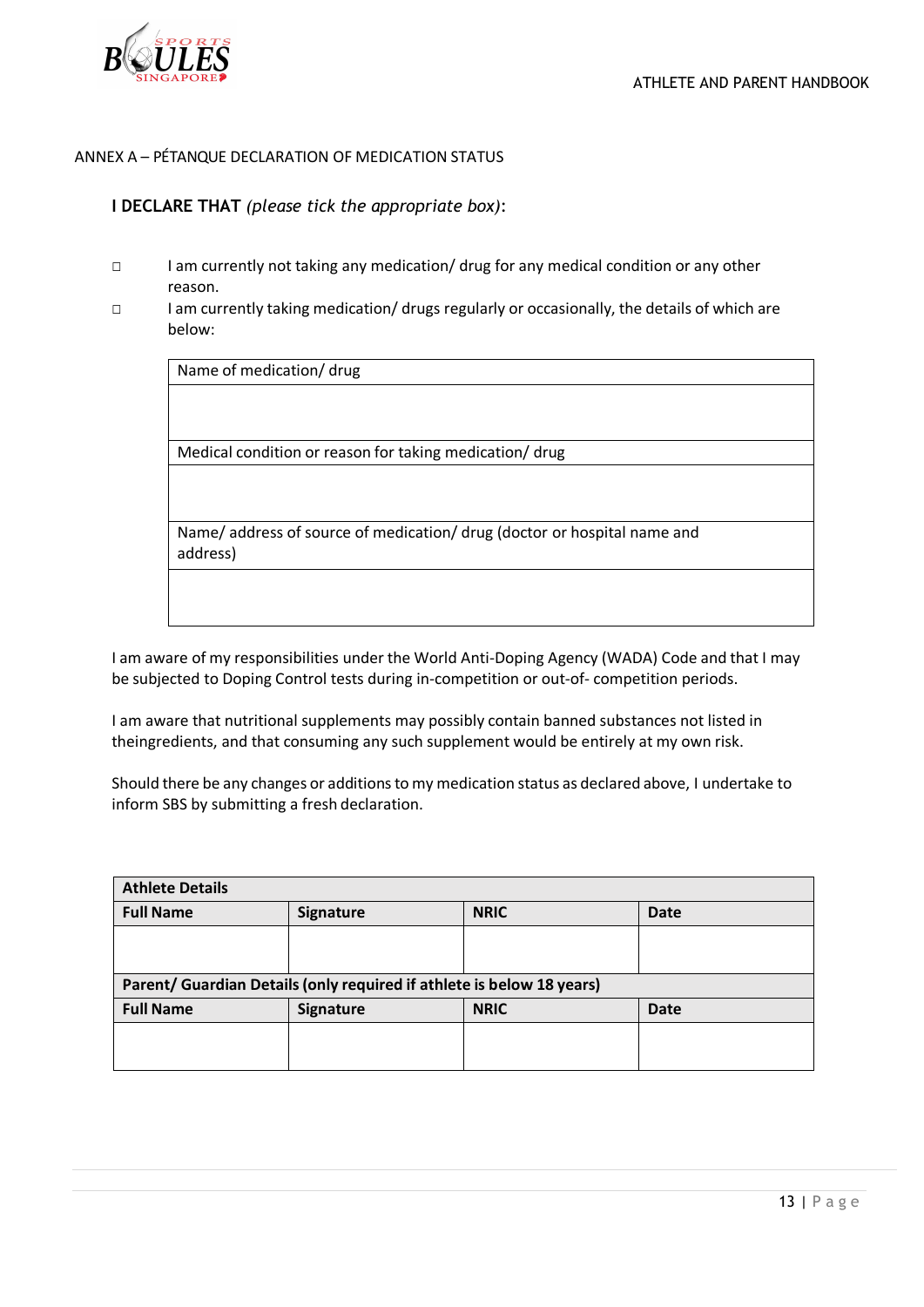## ANNEX A – PÉTANQUE DECLARATION OF MEDICATION STATUS

**I DECLARE THAT** *(please tick the appropriate box)*:

- □ I am currently not taking any medication/ drug for any medical condition or any other reason.
- □ I am currently taking medication/ drugs regularly or occasionally, the details of which are below:

| Name of medication/ drug |
|---|
| |
| Medical condition or reason for taking medication/ drug |
| |
| Name/ address of source of medication/ drug (doctor or hospital name and address) |
| |

I am aware of my responsibilities under the World Anti-Doping Agency (WADA) Code and that I may be subjected to Doping Control tests during in-competition or out-of- competition periods.

I am aware that nutritional supplements may possibly contain banned substances not listed in theingredients, and that consuming any such supplement would be entirely at my own risk.

Should there be any changes or additions to my medication status as declared above, I undertake to inform SBS by submitting a fresh declaration.

| **Athlete Details** | | | |
|---|---|---|---|
| **Full Name** | **Signature** | **NRIC** | **Date** |
| | | | |
| **Parent/ Guardian Details (only required if athlete is below 18 years)** | | | |
| **Full Name** | **Signature** | **NRIC** | **Date** |
| | | | |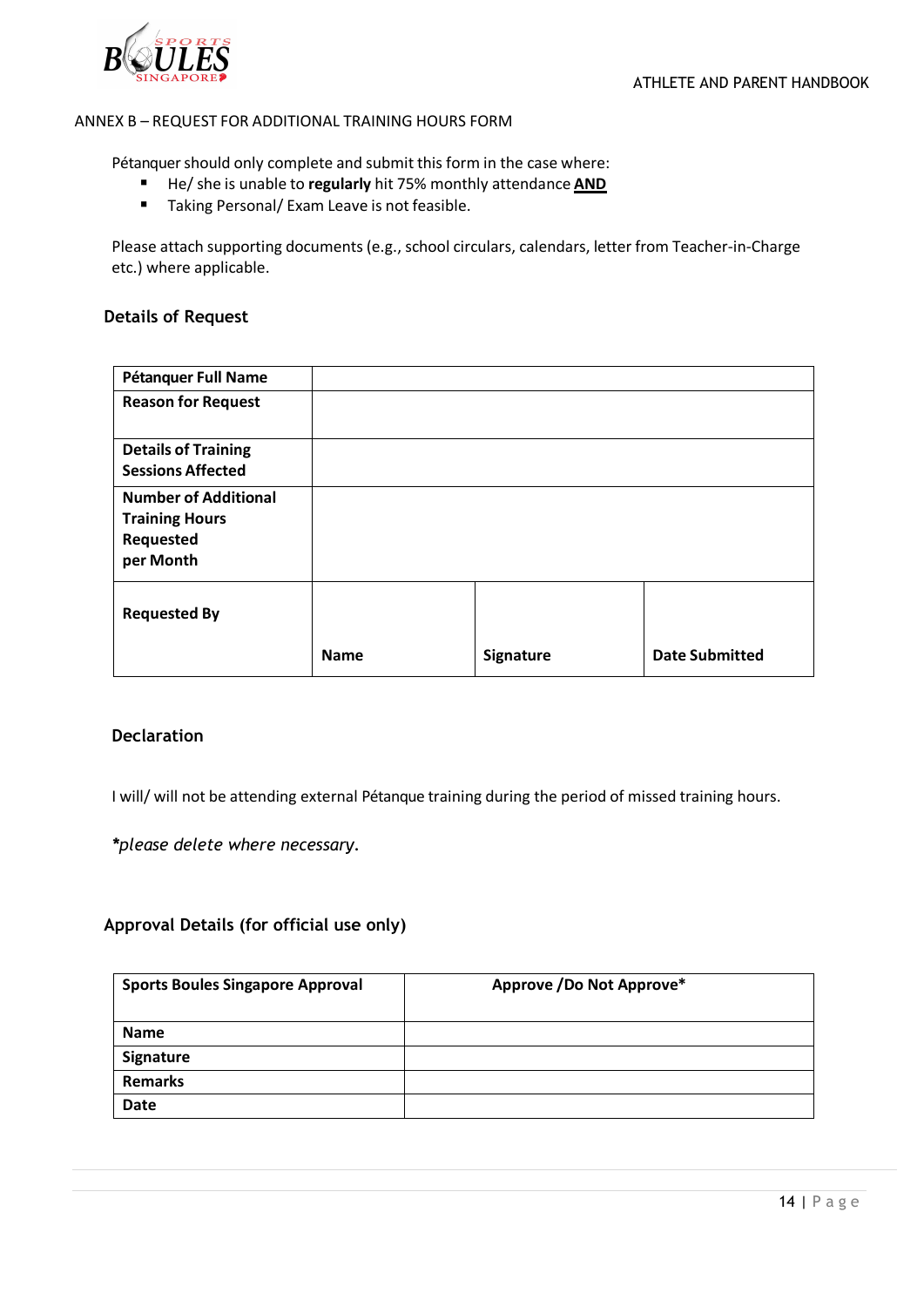ANNEX B – REQUEST FOR ADDITIONAL TRAINING HOURS FORM

Pétanquer should only complete and submit this form in the case where:

- He/ she is unable to **regularly** hit 75% monthly attendance **AND**
- Taking Personal/ Exam Leave is not feasible.

Please attach supporting documents (e.g., school circulars, calendars, letter from Teacher-in-Charge etc.) where applicable.

### Details of Request

| **Pétanquer Full Name** | | | |
|---|---|---|---|
| **Reason for Request** | | | |
| **Details of Training Sessions Affected** | | | |
| **Number of Additional Training Hours Requested per Month** | | | |
| **Requested By** | **Name** | **Signature** | **Date Submitted** |

### Declaration

I will/ will not be attending external Pétanque training during the period of missed training hours.

**\***_please delete where necessary_.

### Approval Details (for official use only)

| **Sports Boules Singapore Approval** | **Approve /Do Not Approve*** |
|---|---|
| **Name** | |
| **Signature** | |
| **Remarks** | |
| **Date** | |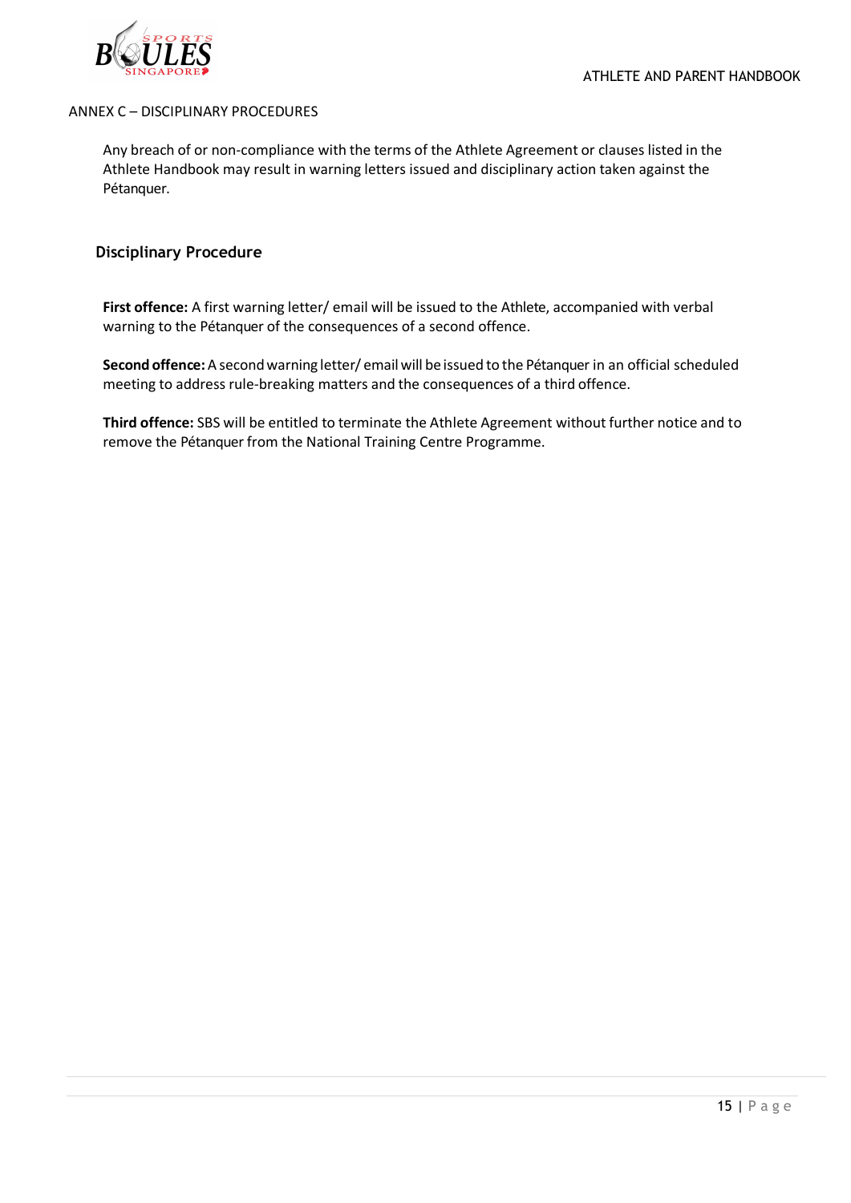## ANNEX C – DISCIPLINARY PROCEDURES

Any breach of or non-compliance with the terms of the Athlete Agreement or clauses listed in the Athlete Handbook may result in warning letters issued and disciplinary action taken against the Pétanquer.

### Disciplinary Procedure

**First offence:** A first warning letter/ email will be issued to the Athlete, accompanied with verbal warning to the Pétanquer of the consequences of a second offence.

**Second offence:** A second warning letter/ email will be issued to the Pétanquer in an official scheduled meeting to address rule-breaking matters and the consequences of a third offence.

**Third offence:** SBS will be entitled to terminate the Athlete Agreement without further notice and to remove the Pétanquer from the National Training Centre Programme.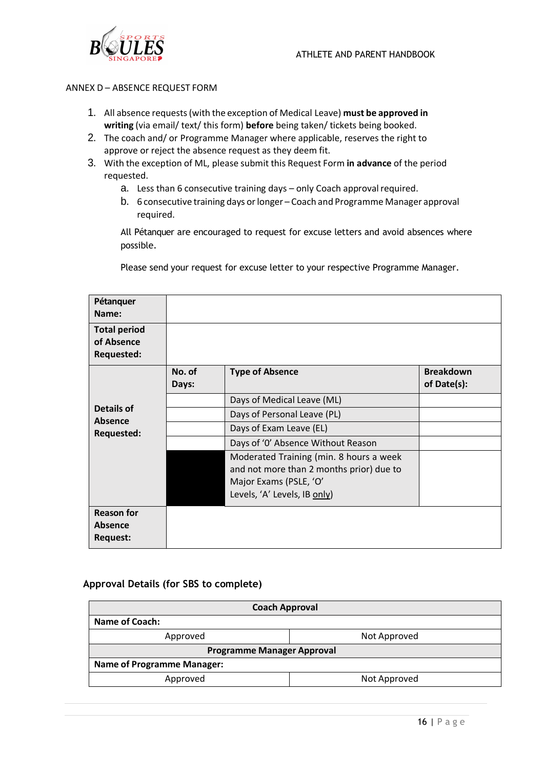## ANNEX D – ABSENCE REQUEST FORM

1. All absence requests (with the exception of Medical Leave) **must be approved in writing** (via email/ text/ this form) **before** being taken/ tickets being booked.
2. The coach and/ or Programme Manager where applicable, reserves the right to approve or reject the absence request as they deem fit.
3. With the exception of ML, please submit this Request Form **in advance** of the period requested.
   a. Less than 6 consecutive training days – only Coach approval required.
   b. 6 consecutive training days or longer – Coach and Programme Manager approval required.

   All Pétanquer are encouraged to request for excuse letters and avoid absences where possible.

   Please send your request for excuse letter to your respective Programme Manager.

| | | | |
|---|---|---|---|
| **Pétanquer Name:** | | | |
| **Total period of Absence Requested:** | | | |
| **Details of Absence Requested:** | **No. of Days:** | **Type of Absence** | **Breakdown of Date(s):** |
| | | Days of Medical Leave (ML) | |
| | | Days of Personal Leave (PL) | |
| | | Days of Exam Leave (EL) | |
| | | Days of '0' Absence Without Reason | |
| | | Moderated Training (min. 8 hours a week and not more than 2 months prior) due to Major Exams (PSLE, 'O' Levels, 'A' Levels, IB only) | |
| **Reason for Absence Request:** | | | |

### Approval Details (for SBS to complete)

| **Coach Approval** | |
|---|---|
| **Name of Coach:** | |
| Approved | Not Approved |
| **Programme Manager Approval** | |
| **Name of Programme Manager:** | |
| Approved | Not Approved |